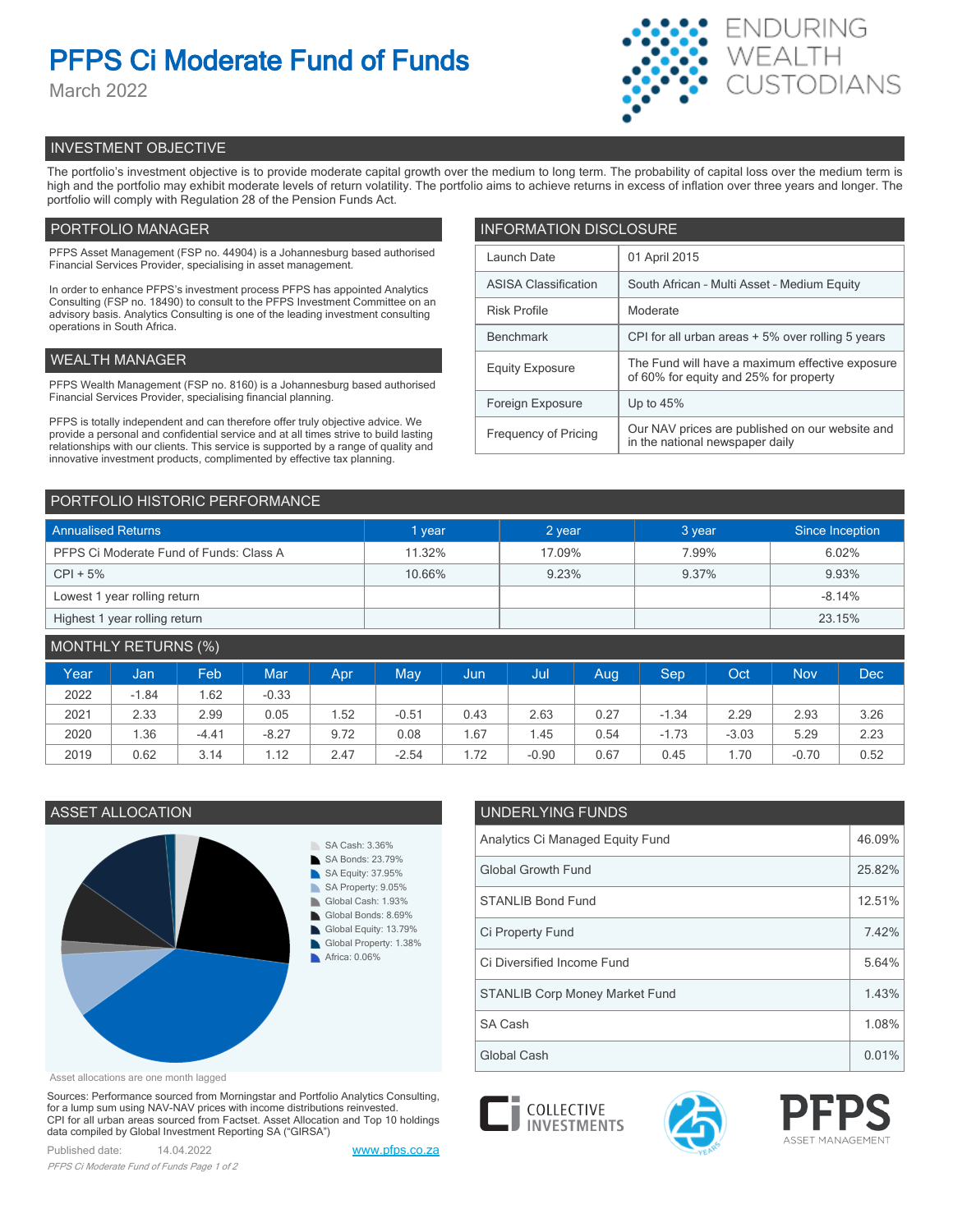# PFPS Ci Moderate Fund of Funds

March 2022

ENDURING WEALTH CUSTODIANS

## INVESTMENT OBJECTIVE

The portfolio's investment objective is to provide moderate capital growth over the medium to long term. The probability of capital loss over the medium term is high and the portfolio may exhibit moderate levels of return volatility. The portfolio aims to achieve returns in excess of inflation over three years and longer. The portfolio will comply with Regulation 28 of the Pension Funds Act.

## PORTFOLIO MANAGER

PFPS Asset Management (FSP no. 44904) is a Johannesburg based authorised Financial Services Provider, specialising in asset management.

In order to enhance PFPS's investment process PFPS has appointed Analytics Consulting (FSP no. 18490) to consult to the PFPS Investment Committee on an advisory basis. Analytics Consulting is one of the leading investment consulting operations in South Africa.

## WEALTH MANAGER

PFPS Wealth Management (FSP no. 8160) is a Johannesburg based authorised Financial Services Provider, specialising financial planning.

PFPS is totally independent and can therefore offer truly objective advice. We provide a personal and confidential service and at all times strive to build lasting relationships with our clients. This service is supported by a range of quality and innovative investment products, complimented by effective tax planning.

## INFORMATION DISCLOSURE

| | |
|---|---|
| Launch Date | 01 April 2015 |
| ASISA Classification | South African - Multi Asset - Medium Equity |
| Risk Profile | Moderate |
| Benchmark | CPI for all urban areas + 5% over rolling 5 years |
| Equity Exposure | The Fund will have a maximum effective exposure of 60% for equity and 25% for property |
| Foreign Exposure | Up to 45% |
| Frequency of Pricing | Our NAV prices are published on our website and in the national newspaper daily |

## PORTFOLIO HISTORIC PERFORMANCE

| Annualised Returns | 1 year | 2 year | 3 year | Since Inception |
|---|---|---|---|---|
| PFPS Ci Moderate Fund of Funds: Class A | 11.32% | 17.09% | 7.99% | 6.02% |
| CPI + 5% | 10.66% | 9.23% | 9.37% | 9.93% |
| Lowest 1 year rolling return | | | | -8.14% |
| Highest 1 year rolling return | | | | 23.15% |

## MONTHLY RETURNS (%)

| Year | Jan | Feb | Mar | Apr | May | Jun | Jul | Aug | Sep | Oct | Nov | Dec |
|---|---|---|---|---|---|---|---|---|---|---|---|---|
| 2022 | -1.84 | 1.62 | -0.33 | | | | | | | | | |
| 2021 | 2.33 | 2.99 | 0.05 | 1.52 | -0.51 | 0.43 | 2.63 | 0.27 | -1.34 | 2.29 | 2.93 | 3.26 |
| 2020 | 1.36 | -4.41 | -8.27 | 9.72 | 0.08 | 1.67 | 1.45 | 0.54 | -1.73 | -3.03 | 5.29 | 2.23 |
| 2019 | 0.62 | 3.14 | 1.12 | 2.47 | -2.54 | 1.72 | -0.90 | 0.67 | 0.45 | 1.70 | -0.70 | 0.52 |

## ASSET ALLOCATION

- SA Cash: 3.36%
- SA Bonds: 23.79%
- SA Equity: 37.95%
- SA Property: 9.05%
- Global Cash: 1.93%
- Global Bonds: 8.69%
- Global Equity: 13.79%
- Global Property: 1.38%
- Africa: 0.06%

Asset allocations are one month lagged

## UNDERLYING FUNDS

| | |
|---|---|
| Analytics Ci Managed Equity Fund | 46.09% |
| Global Growth Fund | 25.82% |
| STANLIB Bond Fund | 12.51% |
| Ci Property Fund | 7.42% |
| Ci Diversified Income Fund | 5.64% |
| STANLIB Corp Money Market Fund | 1.43% |
| SA Cash | 1.08% |
| Global Cash | 0.01% |

Sources: Performance sourced from Morningstar and Portfolio Analytics Consulting, for a lump sum using NAV-NAV prices with income distributions reinvested. CPI for all urban areas sourced from Factset. Asset Allocation and Top 10 holdings data compiled by Global Investment Reporting SA ("GIRSA")

Published date: 14.04.2022

www.pfps.co.za

Ci COLLECTIVE INVESTMENTS

PFPS ASSET MANAGEMENT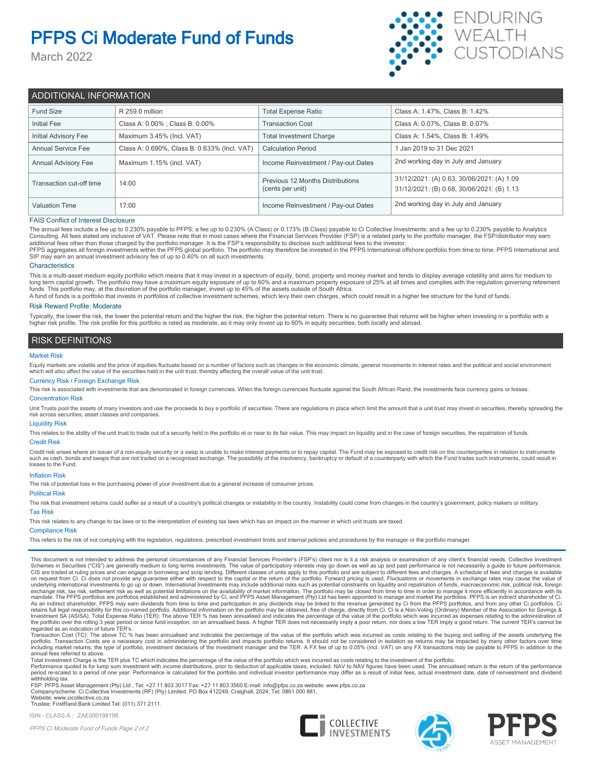# PFPS Ci Moderate Fund of Funds

March 2022

ENDURING WEALTH CUSTODIANS

## ADDITIONAL INFORMATION

| | | | |
|---|---|---|---|
| Fund Size | R 259.0 million | Total Expense Ratio | Class A: 1.47%, Class B: 1.42% |
| Initial Fee | Class A: 0.00% ; Class B: 0.00% | Transaction Cost | Class A: 0.07%, Class B: 0.07% |
| Initial Advisory Fee | Maximum 3.45% (Incl. VAT) | Total Investment Charge | Class A: 1.54%, Class B: 1.49% |
| Annual Service Fee | Class A: 0.690%, Class B: 0.633% (Incl. VAT) | Calculation Period | 1 Jan 2019 to 31 Dec 2021 |
| Annual Advisory Fee | Maximum 1.15% (incl. VAT) | Income Reinvestment / Pay-out Dates | 2nd working day in July and January |
| Transaction cut-off time | 14:00 | Previous 12 Months Distributions (cents per unit) | 31/12/2021: (A) 0.63, 30/06/2021: (A) 1.09<br>31/12/2021: (B) 0.68, 30/06/2021: (B) 1.13 |
| Valuation Time | 17:00 | Income Reinvestment / Pay-out Dates | 2nd working day in July and January |

### FAIS Conflict of Interest Disclosure

The annual fees include a fee up to 0.230% payable to PFPS; a fee up to 0.230% (A Class) or 0.173% (B Class) payable to Ci Collective Investments; and a fee up to 0.230% payable to Analytics Consulting. All fees stated are inclusive of VAT. Please note that in most cases where the Financial Services Provider (FSP) is a related party to the portfolio manager, the FSP/distributor may earn additional fees other than those charged by the portfolio manager. It is the FSP's responsibility to disclose such additional fees to the investor.
PFPS aggregates all foreign investments within the PFPS global portfolio. The portfolio may therefore be invested in the PFPS International offshore portfolio from time to time. PFPS International and SIP may earn an annual investment advisory fee of up to 0.40% on all such investments.

### Characteristics

This is a multi-asset medium equity portfolio which means that it may invest in a spectrum of equity, bond, property and money market and tends to display average volatility and aims for medium to long term capital growth. The portfolio may have a maximum equity exposure of up to 60% and a maximum property exposure of 25% at all times and complies with the regulation governing retirement funds. This portfolio may, at the discretion of the portfolio manager, invest up to 45% of the assets outside of South Africa.
A fund of funds is a portfolio that invests in portfolios of collective investment schemes, which levy their own charges, which could result in a higher fee structure for the fund of funds.

### Risk Reward Profile: Moderate

Typically, the lower the risk, the lower the potential return and the higher the risk, the higher the potential return. There is no guarantee that returns will be higher when investing in a portfolio with a higher risk profile. The risk profile for this portfolio is rated as moderate, as it may only invest up to 60% in equity securities, both locally and abroad.

## RISK DEFINITIONS

### Market Risk

Equity markets are volatile and the price of equities fluctuate based on a number of factors such as changes in the economic climate, general movements in interest rates and the political and social environment which will also affect the value of the securities held in the unit trust, thereby affecting the overall value of the unit trust.

### Currency Risk / Foreign Exchange Risk

This risk is associated with investments that are denominated in foreign currencies. When the foreign currencies fluctuate against the South African Rand, the investments face currency gains or losses.

### Concentration Risk

Unit Trusts pool the assets of many investors and use the proceeds to buy a portfolio of securities. There are regulations in place which limit the amount that a unit trust may invest in securities, thereby spreading the risk across securities, asset classes and companies.

### Liquidity Risk

This relates to the ability of the unit trust to trade out of a security held in the portfolio at or near to its fair value. This may impact on liquidity and in the case of foreign securities, the repatriation of funds.

### Credit Risk

Credit risk arises where an issuer of a non-equity security or a swap is unable to make interest payments or to repay capital. The Fund may be exposed to credit risk on the counterparties in relation to instruments such as cash, bonds and swaps that are not traded on a recognised exchange. The possibility of the insolvency, bankruptcy or default of a counterparty with which the Fund trades such instruments, could result in losses to the Fund.

### Inflation Risk

The risk of potential loss in the purchasing power of your investment due to a general increase of consumer prices.

### Political Risk

The risk that investment returns could suffer as a result of a country's political changes or instability in the country. Instability could come from changes in the country's government, policy makers or military.

### Tax Risk

This risk relates to any change to tax laws or to the interpretation of existing tax laws which has an impact on the manner in which unit trusts are taxed.

### Compliance Risk

This refers to the risk of not complying with the legislation, regulations, prescribed investment limits and internal policies and procedures by the manager or the portfolio manager.

This document is not intended to address the personal circumstances of any Financial Services Provider's (FSP's) client nor is it a risk analysis or examination of any client's financial needs. Collective Investment Schemes in Securities ("CIS") are generally medium to long terms investments. The value of participatory interests may go down as well as up and past performance is not necessarily a guide to future performance. CIS are traded at ruling prices and can engage in borrowing and scrip lending. Different classes of units apply to this portfolio and are subject to different fees and charges. A schedule of fees and charges is available on request from Ci. Ci does not provide any guarantee either with respect to the capital or the return of the portfolio. Forward pricing is used. Fluctuations or movements in exchange rates may cause the value of underlying international investments to go up or down. International Investments may include additional risks such as potential constraints on liquidity and repatriation of funds, macroeconomic risk, political risk, foreign exchange risk, tax risk, settlement risk as well as potential limitations on the availability of market information. The portfolio may be closed from time to time in order to manage it more efficiently in accordance with its mandate. The PFPS portfolios are portfolios established and administered by Ci, and PFPS Asset Management (Pty) Ltd has been appointed to manage and market the portfolios. PFPS is an indirect shareholder of Ci. As an indirect shareholder, PFPS may earn dividends from time to time and participation in any dividends may be linked to the revenue generated by Ci from the PFPS portfolios, and from any other Ci portfolios. Ci retains full legal responsibility for this co-named portfolio. Additional information on the portfolio may be obtained, free of charge, directly from Ci. Ci is a Non-Voting (Ordinary) Member of the Association for Savings & Investment SA (ASISA). Total Expense Ratio (TER): The above TER % has been annualised and indicates the percentage of the value of the portfolio which was incurred as expenses relating to the administration of the portfolio over the rolling 3 year period or since fund inception, on an annualised basis. A higher TER does not necessarily imply a poor return, nor does a low TER imply a good return. The current TER's cannot be regarded as an indication of future TER's.
Transaction Cost (TC): The above TC % has been annualised and indicates the percentage of the value of the portfolio which was incurred as costs relating to the buying and selling of the assets underlying the portfolio. Transaction Costs are a necessary cost in administering the portfolio and impacts portfolio returns. It should not be considered in isolation as returns may be impacted by many other factors over time including market returns, the type of portfolio, investment decisions of the investment manager and the TER. A FX fee of up to 0.05% (incl. VAT) on any FX transactions may be payable to PFPS in addition to the annual fees referred to above.
Total Investment Charge is the TER plus TC which indicates the percentage of the value of the portfolio which was incurred as costs relating to the investment of the portfolio.
Performance quoted is for lump sum investment with income distributions, prior to deduction of applicable taxes, included. NAV to NAV figures have been used. The annualised return is the return of the performance period re-scaled to a period of one year. Performance is calculated for the portfolio and individual investor performance may differ as a result of initial fees, actual investment date, date of reinvestment and dividend withholding tax.
FSP: PFPS Asset Management (Pty) Ltd , Tel: +27 11 803 3017 Fax: +27 11 803 3560 E-mail: info@pfps.co.za website: www.pfps.co.za
Company/scheme: Ci Collective Investments (RF) (Pty) Limited, PO Box 412249, Craighall, 2024; Tel: 0861 000 881,
Website: www.cicollective.co.za
Trustee: FirstRand Bank Limited Tel: (011) 371 2111.

ISIN - CLASS A : ZAE000198198

COLLECTIVE INVESTMENTS

PFPS ASSET MANAGEMENT